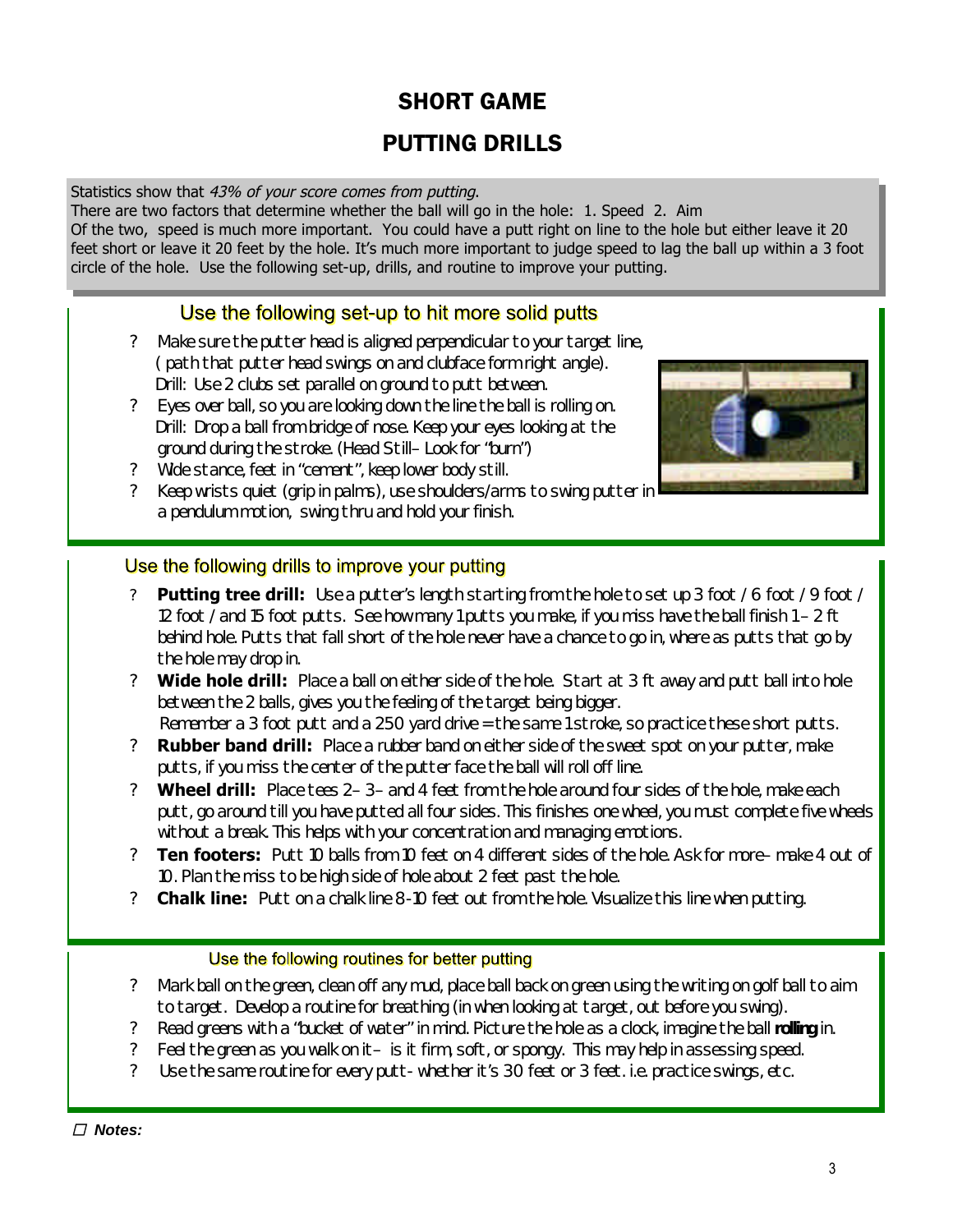# SHORT GAME

## PUTTING DRILLS

Statistics show that *43% of your score comes from putting*.
There are two factors that determine whether the ball will go in the hole: 1. Speed 2. Aim
Of the two, speed is much more important. You could have a putt right on line to the hole but either leave it 20 feet short or leave it 20 feet by the hole. It's much more important to judge speed to lag the ball up within a 3 foot circle of the hole. Use the following set-up, drills, and routine to improve your putting.

### Use the following set-up to hit more solid putts

- Make sure the putter head is aligned perpendicular to your target line, ( path that putter head swings on and clubface form right angle).
  Drill: Use 2 clubs set parallel on ground to putt between.
- Eyes over ball, so you are looking down the line the ball is rolling on.
  Drill: Drop a ball from bridge of nose. Keep your eyes looking at the ground during the stroke. (Head Still– Look for "burn")
- Wide stance, feet in "cement", keep lower body still.
- Keep wrists quiet (grip in palms), use shoulders/arms to swing putter in a pendulum motion, swing thru and hold your finish.

### Use the following drills to improve your putting

- **Putting tree drill:** Use a putter's length starting from the hole to set up 3 foot / 6 foot / 9 foot / 12 foot / and 15 foot putts. See how many 1 putts you make, if you miss have the ball finish 1– 2 ft behind hole. Putts that fall short of the hole never have a chance to go in, where as putts that go by the hole may drop in.
- **Wide hole drill:** Place a ball on either side of the hole. Start at 3 ft away and putt ball into hole between the 2 balls, gives you the feeling of the target being bigger.
  Remember a 3 foot putt and a 250 yard drive = the same 1 stroke, so practice these short putts.
- **Rubber band drill:** Place a rubber band on either side of the sweet spot on your putter, make putts, if you miss the center of the putter face the ball will roll off line.
- **Wheel drill:** Place tees 2– 3– and 4 feet from the hole around four sides of the hole, make each putt, go around till you have putted all four sides. This finishes one wheel, you must complete five wheels without a break. This helps with your concentration and managing emotions.
- **Ten footers:** Putt 10 balls from 10 feet on 4 different sides of the hole. Ask for more– make 4 out of 10. Plan the miss to be high side of hole about 2 feet past the hole.
- **Chalk line:** Putt on a chalk line 8-10 feet out from the hole. Visualize this line when putting.

### Use the following routines for better putting

- Mark ball on the green, clean off any mud, place ball back on green using the writing on golf ball to aim to target. Develop a routine for breathing (in when looking at target, out before you swing).
- Read greens with a "bucket of water" in mind. Picture the hole as a clock, imagine the ball **rolling** in.
- Feel the green as you walk on it– is it firm, soft, or spongy. This may help in assessing speed.
- Use the same routine for every putt- whether it's 30 feet or 3 feet. i.e. practice swings, etc.

☐ ***Notes:***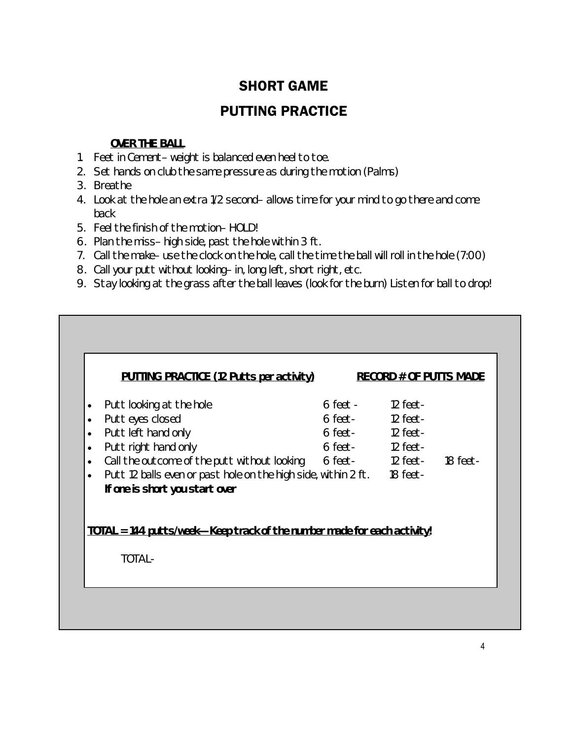# SHORT GAME

## PUTTING PRACTICE

**OVER THE BALL**

1. Feet in Cement – weight is balanced even heel to toe.
2. Set hands on club the same pressure as during the motion (Palms)
3. Breathe
4. Look at the hole an extra 1/2 second – allows time for your mind to go there and come back
5. Feel the finish of the motion – HOLD!
6. Plan the miss – high side, past the hole within 3 ft.
7. Call the make – use the clock on the hole, call the time the ball will roll in the hole (7:00)
8. Call your putt without looking – in, long left, short right, etc.
9. Stay looking at the grass after the ball leaves (look for the burn) Listen for ball to drop!

| **PUTTING PRACTICE (12 Putts per activity)** | **RECORD # OF PUTTS MADE** | | |
|---|---|---|---|
| • Putt looking at the hole | 6 feet - | 12 feet- | |
| • Putt eyes closed | 6 feet- | 12 feet- | |
| • Putt left hand only | 6 feet- | 12 feet- | |
| • Putt right hand only | 6 feet- | 12 feet- | |
| • Call the outcome of the putt without looking | 6 feet- | 12 feet- | 18 feet- |
| • Putt 12 balls even or past hole on the high side, within 2 ft. **If one is short you start over** | | 18 feet- | |

**TOTAL = 144 putts/week—Keep track of the number made for each activity!**

TOTAL-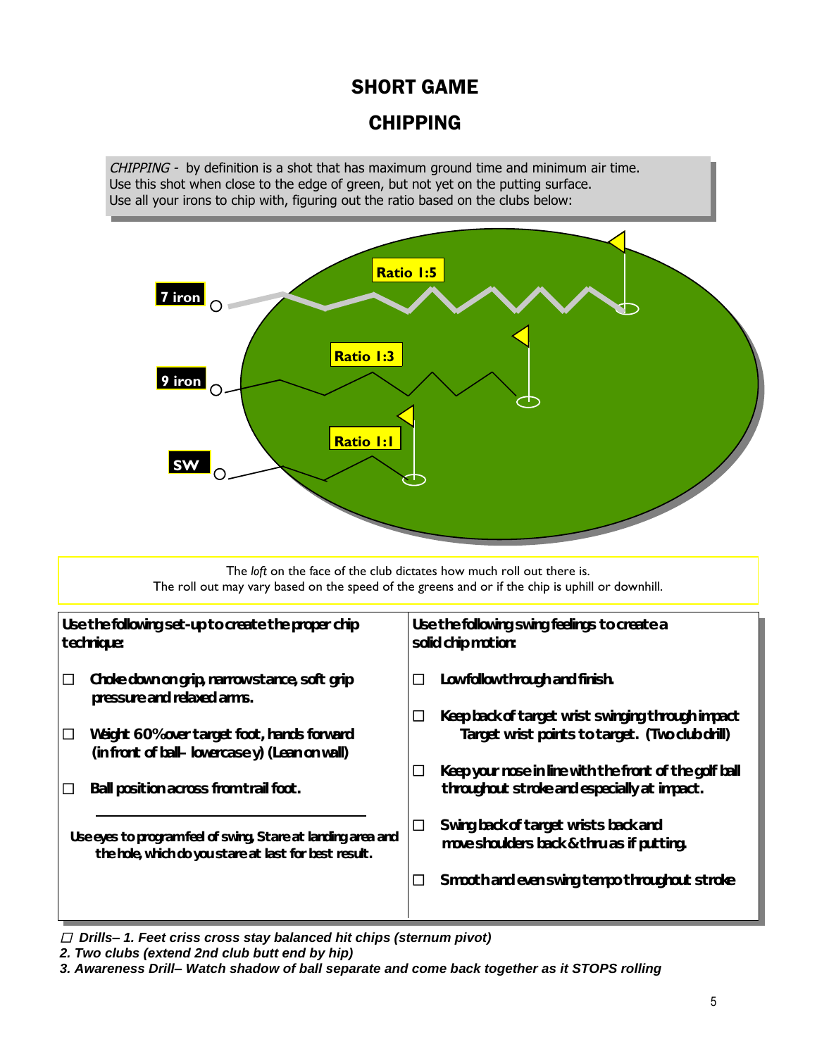# SHORT GAME

## CHIPPING

*CHIPPING* - by definition is a shot that has maximum ground time and minimum air time.
Use this shot when close to the edge of green, but not yet on the putting surface.
Use all your irons to chip with, figuring out the ratio based on the clubs below:

**7 iron** — **Ratio 1:5**

**9 iron** — **Ratio 1:3**

**SW** — **Ratio 1:1**

The *loft* on the face of the club dictates how much roll out there is.
The roll out may vary based on the speed of the greens and or if the chip is uphill or downhill.

| Use the following set-up to create the proper chip technique: | Use the following swing feelings to create a solid chip motion: |
|---|---|
| ☐ Choke down on grip, narrow stance, soft grip pressure and relaxed arms. | ☐ Low follow through and finish. |
| ☐ Weight 60% over target foot, hands forward (in front of ball – lowercase y) (Lean on wall) | ☐ Keep back of target wrist swinging through impact. Target wrist points to target. (Two club drill) |
| ☐ Ball position across from trail foot. | ☐ Keep your nose in line with the front of the golf ball throughout stroke and especially at impact. |
| Use eyes to program feel of swing. Stare at landing area and the hole, which do you stare at last for best result. | ☐ Swing back of target wrists back and move shoulders back & thru as if putting. |
| | ☐ Smooth and even swing tempo throughout stroke |

☐ ***Drills– 1. Feet criss cross stay balanced hit chips (sternum pivot)***
***2. Two clubs (extend 2nd club butt end by hip)***
***3. Awareness Drill– Watch shadow of ball separate and come back together as it STOPS rolling***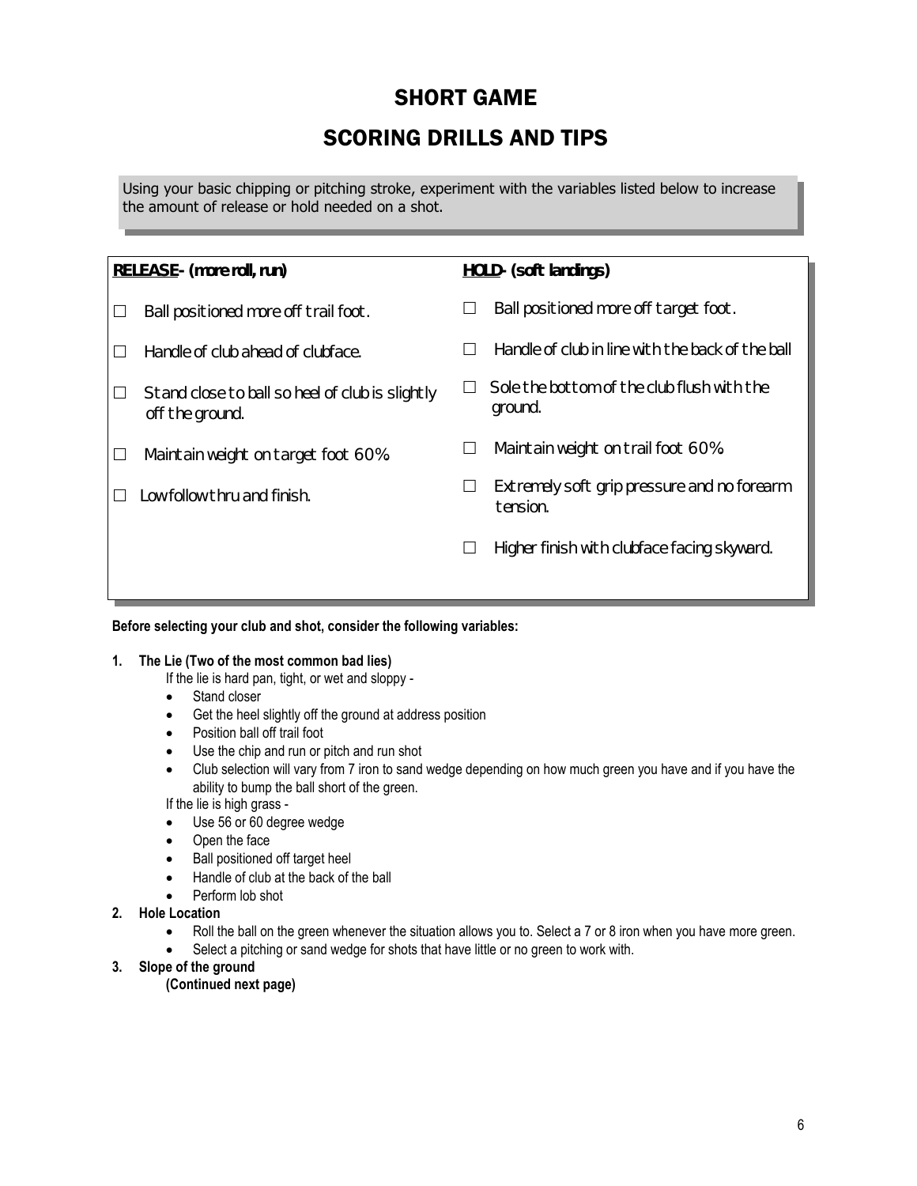# SHORT GAME

## SCORING DRILLS AND TIPS

Using your basic chipping or pitching stroke, experiment with the variables listed below to increase the amount of release or hold needed on a shot.

| **RELEASE- (more roll, run)** | **HOLD- (soft landings)** |
| --- | --- |
| ☐ Ball positioned more off trail foot. | ☐ Ball positioned more off target foot. |
| ☐ Handle of club ahead of clubface. | ☐ Handle of club in line with the back of the ball |
| ☐ Stand close to ball so heel of club is slightly off the ground. | ☐ Sole the bottom of the club flush with the ground. |
| ☐ Maintain weight on target foot 60% | ☐ Maintain weight on trail foot 60% |
| ☐ Low follow thru and finish. | ☐ Extremely soft grip pressure and no forearm tension. |
| | ☐ Higher finish with clubface facing skyward. |

**Before selecting your club and shot, consider the following variables:**

1. **The Lie (Two of the most common bad lies)**

   If the lie is hard pan, tight, or wet and sloppy -
   - Stand closer
   - Get the heel slightly off the ground at address position
   - Position ball off trail foot
   - Use the chip and run or pitch and run shot
   - Club selection will vary from 7 iron to sand wedge depending on how much green you have and if you have the ability to bump the ball short of the green.

   If the lie is high grass -
   - Use 56 or 60 degree wedge
   - Open the face
   - Ball positioned off target heel
   - Handle of club at the back of the ball
   - Perform lob shot

2. **Hole Location**
   - Roll the ball on the green whenever the situation allows you to. Select a 7 or 8 iron when you have more green.
   - Select a pitching or sand wedge for shots that have little or no green to work with.

3. **Slope of the ground**

   **(Continued next page)**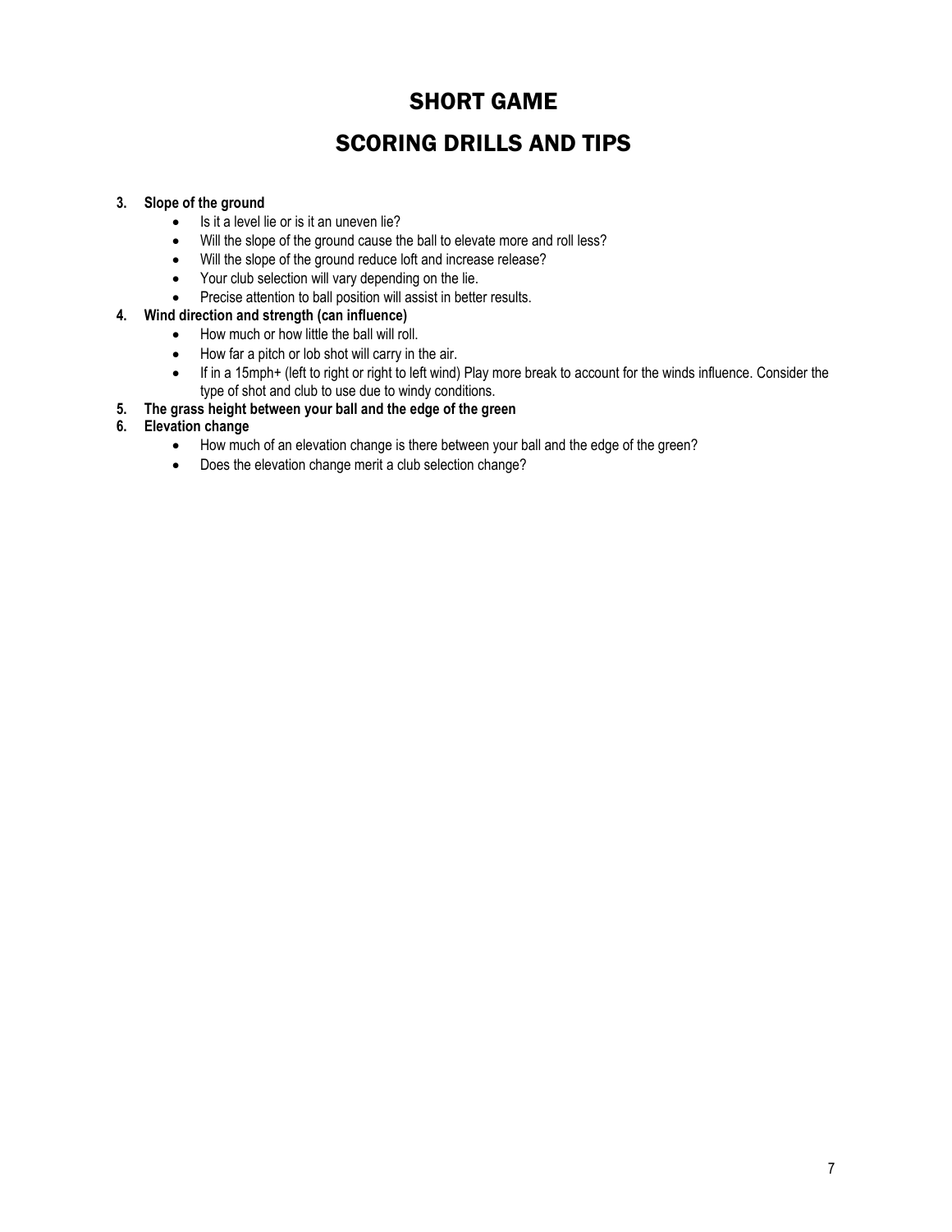# SHORT GAME

# SCORING DRILLS AND TIPS

3. **Slope of the ground**
   - Is it a level lie or is it an uneven lie?
   - Will the slope of the ground cause the ball to elevate more and roll less?
   - Will the slope of the ground reduce loft and increase release?
   - Your club selection will vary depending on the lie.
   - Precise attention to ball position will assist in better results.
4. **Wind direction and strength (can influence)**
   - How much or how little the ball will roll.
   - How far a pitch or lob shot will carry in the air.
   - If in a 15mph+ (left to right or right to left wind) Play more break to account for the winds influence. Consider the type of shot and club to use due to windy conditions.
5. **The grass height between your ball and the edge of the green**
6. **Elevation change**
   - How much of an elevation change is there between your ball and the edge of the green?
   - Does the elevation change merit a club selection change?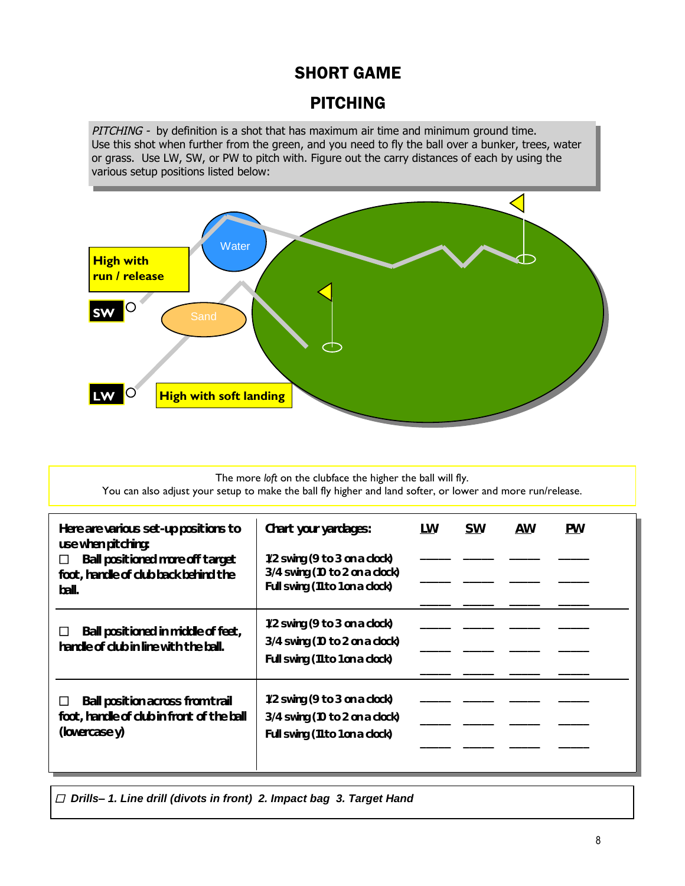# SHORT GAME

## PITCHING

*PITCHING* - by definition is a shot that has maximum air time and minimum ground time. Use this shot when further from the green, and you need to fly the ball over a bunker, trees, water or grass. Use LW, SW, or PW to pitch with. Figure out the carry distances of each by using the various setup positions listed below:

High with run / release

SW

Water

Sand

LW

High with soft landing

The more *loft* on the clubface the higher the ball will fly.
You can also adjust your setup to make the ball fly higher and land softer, or lower and more run/release.

| Here are various set-up positions to use when pitching: | Chart your yardages: | LW | SW | AW | PW |
|---|---|---|---|---|---|
| ☐ Ball positioned more off target foot, handle of club back behind the ball. | 1/2 swing (9 to 3 on a clock) | _____ | _____ | _____ | _____ |
| | 3/4 swing (10 to 2 on a clock) | _____ | _____ | _____ | _____ |
| | Full swing (11 to 1 on a clock) | _____ | _____ | _____ | _____ |
| ☐ Ball positioned in middle of feet, handle of club in line with the ball. | 1/2 swing (9 to 3 on a clock) | _____ | _____ | _____ | _____ |
| | 3/4 swing (10 to 2 on a clock) | _____ | _____ | _____ | _____ |
| | Full swing (11 to 1 on a clock) | _____ | _____ | _____ | _____ |
| ☐ Ball position across from trail foot, handle of club in front of the ball (lowercase y) | 1/2 swing (9 to 3 on a clock) | _____ | _____ | _____ | _____ |
| | 3/4 swing (10 to 2 on a clock) | _____ | _____ | _____ | _____ |
| | Full swing (11 to 1 on a clock) | _____ | _____ | _____ | _____ |

☐ ***Drills– 1. Line drill (divots in front) 2. Impact bag 3. Target Hand***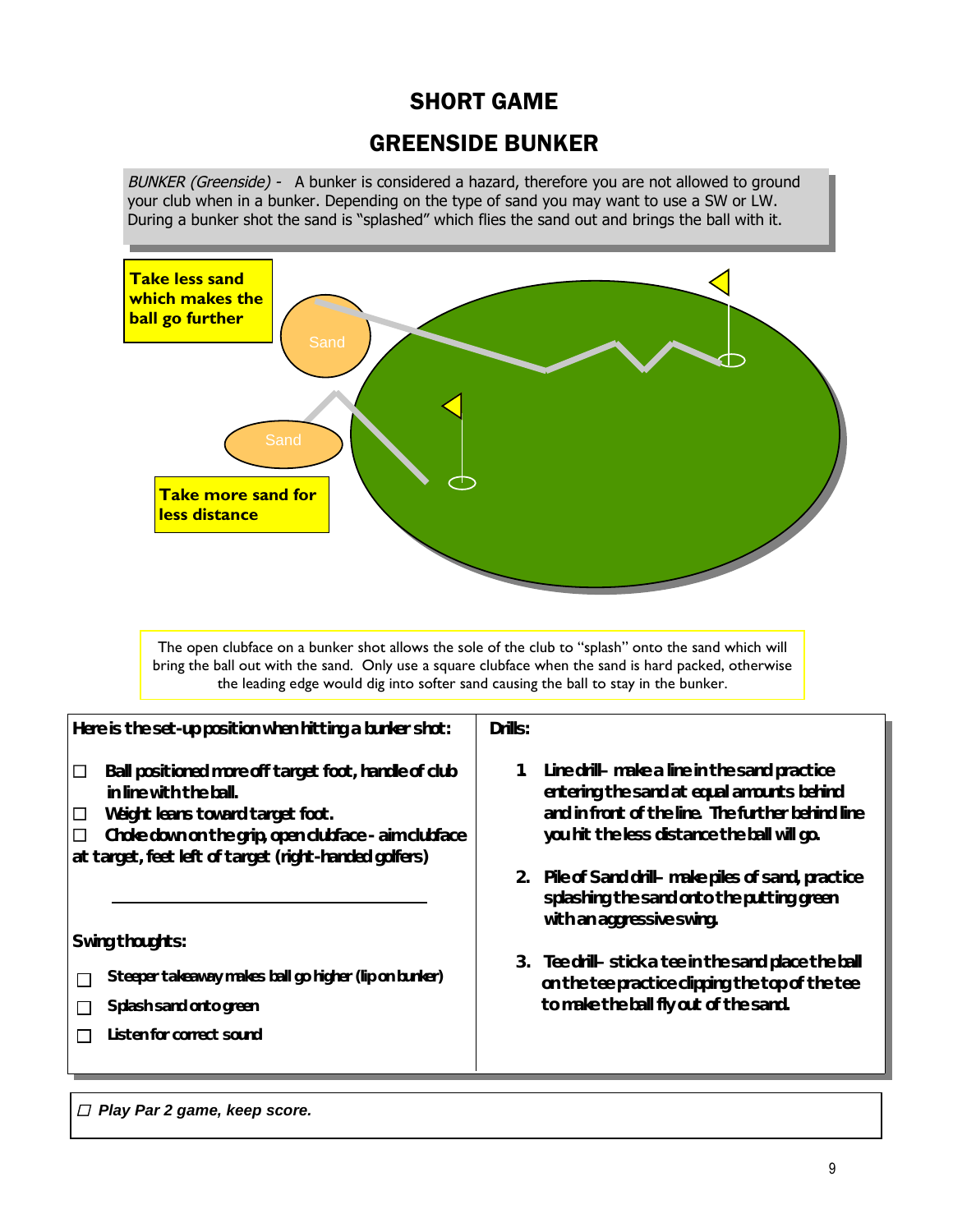# SHORT GAME

## GREENSIDE BUNKER

*BUNKER (Greenside)* - A bunker is considered a hazard, therefore you are not allowed to ground your club when in a bunker. Depending on the type of sand you may want to use a SW or LW. During a bunker shot the sand is "splashed" which flies the sand out and brings the ball with it.

**Take less sand which makes the ball go further**

Sand

Sand

**Take more sand for less distance**

The open clubface on a bunker shot allows the sole of the club to "splash" onto the sand which will bring the ball out with the sand. Only use a square clubface when the sand is hard packed, otherwise the leading edge would dig into softer sand causing the ball to stay in the bunker.

**Here is the set-up position when hitting a bunker shot:**

- ☐ **Ball positioned more off target foot, handle of club in line with the ball.**
- ☐ **Weight leans toward target foot.**
- ☐ **Choke down on the grip, open clubface - aim clubface at target, feet left of target (right-handed golfers)**

**Swing thoughts:**

- ☐ **Steeper takeaway makes ball go higher (lip on bunker)**
- ☐ **Splash sand onto green**
- ☐ **Listen for correct sound**

**Drills:**

1. **Line drill – make a line in the sand practice entering the sand at equal amounts behind and in front of the line. The further behind line you hit the less distance the ball will go.**
2. **Pile of Sand drill – make piles of sand, practice splashing the sand onto the putting green with an aggressive swing.**
3. **Tee drill – stick a tee in the sand place the ball on the tee practice clipping the top of the tee to make the ball fly out of the sand.**

☐ ***Play Par 2 game, keep score.***